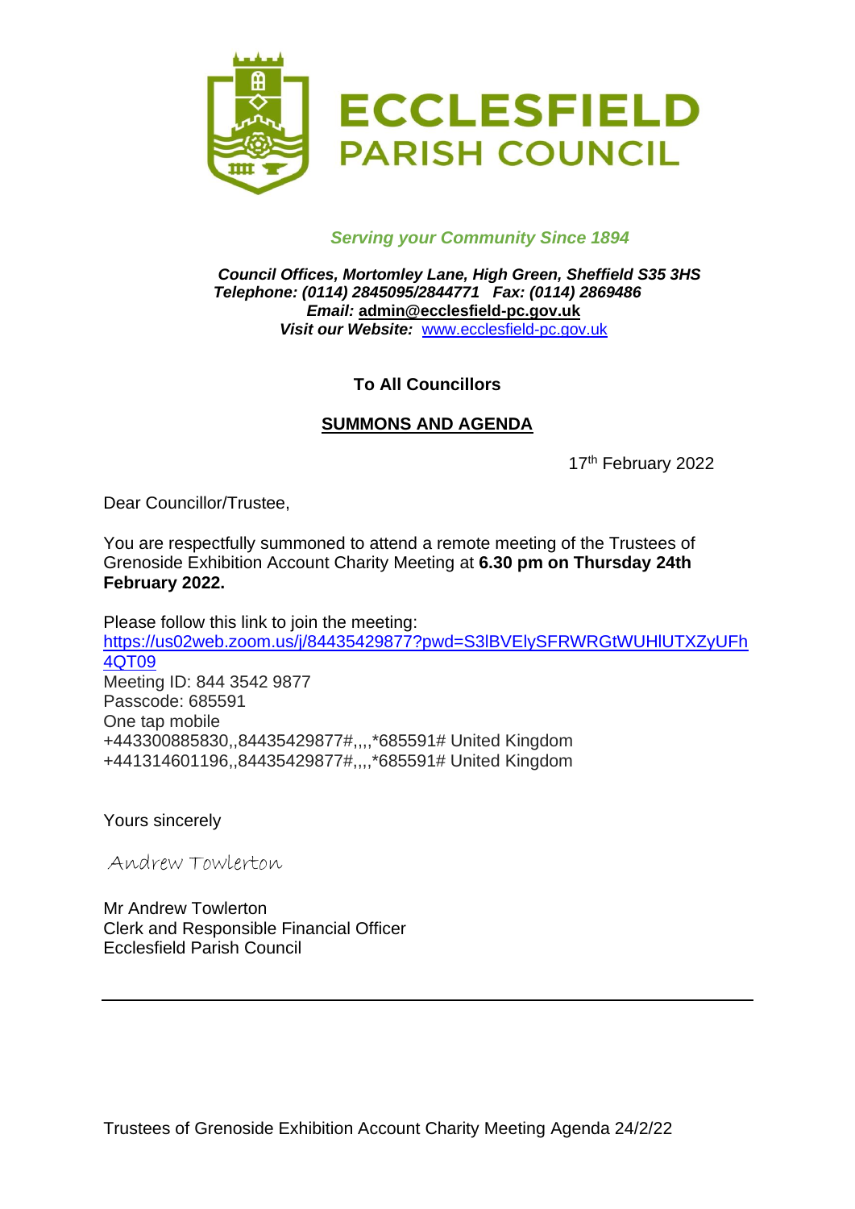# ECCLESFIELD PARISH COUNCIL

*Serving your Community Since 1894*

***Council Offices, Mortomley Lane, High Green, Sheffield S35 3HS***
***Telephone: (0114) 2845095/2844771 Fax: (0114) 2869486***
***Email:* admin@ecclesfield-pc.gov.uk**
***Visit our Website:*** www.ecclesfield-pc.gov.uk

**To All Councillors**

**SUMMONS AND AGENDA**

17th February 2022

Dear Councillor/Trustee,

You are respectfully summoned to attend a remote meeting of the Trustees of Grenoside Exhibition Account Charity Meeting at **6.30 pm on Thursday 24th February 2022.**

Please follow this link to join the meeting:
https://us02web.zoom.us/j/84435429877?pwd=S3lBVElySFRWRGtWUHlUTXZyUFh4QT09
Meeting ID: 844 3542 9877
Passcode: 685591
One tap mobile
+443300885830,,84435429877#,,,,*685591# United Kingdom
+441314601196,,84435429877#,,,,*685591# United Kingdom

Yours sincerely

Andrew Towlerton

Mr Andrew Towlerton
Clerk and Responsible Financial Officer
Ecclesfield Parish Council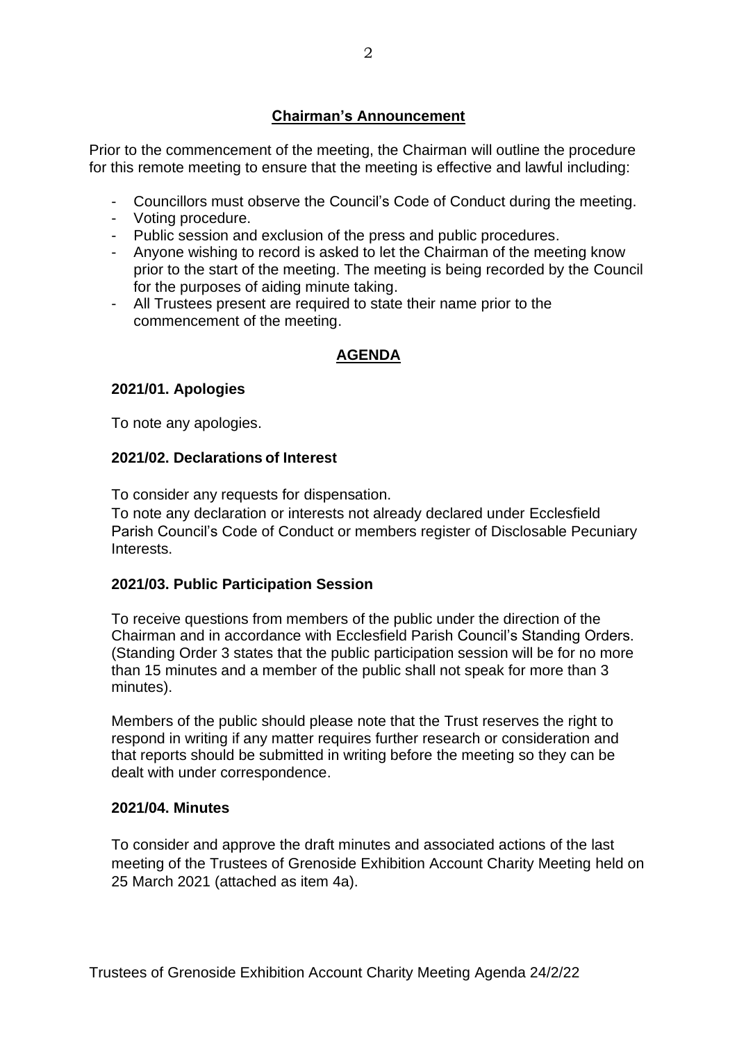## Chairman's Announcement

Prior to the commencement of the meeting, the Chairman will outline the procedure for this remote meeting to ensure that the meeting is effective and lawful including:

- Councillors must observe the Council's Code of Conduct during the meeting.
- Voting procedure.
- Public session and exclusion of the press and public procedures.
- Anyone wishing to record is asked to let the Chairman of the meeting know prior to the start of the meeting. The meeting is being recorded by the Council for the purposes of aiding minute taking.
- All Trustees present are required to state their name prior to the commencement of the meeting.

## AGENDA

### 2021/01. Apologies

To note any apologies.

### 2021/02. Declarations of Interest

To consider any requests for dispensation.
To note any declaration or interests not already declared under Ecclesfield Parish Council's Code of Conduct or members register of Disclosable Pecuniary Interests.

### 2021/03. Public Participation Session

To receive questions from members of the public under the direction of the Chairman and in accordance with Ecclesfield Parish Council's Standing Orders. (Standing Order 3 states that the public participation session will be for no more than 15 minutes and a member of the public shall not speak for more than 3 minutes).

Members of the public should please note that the Trust reserves the right to respond in writing if any matter requires further research or consideration and that reports should be submitted in writing before the meeting so they can be dealt with under correspondence.

### 2021/04. Minutes

To consider and approve the draft minutes and associated actions of the last meeting of the Trustees of Grenoside Exhibition Account Charity Meeting held on 25 March 2021 (attached as item 4a).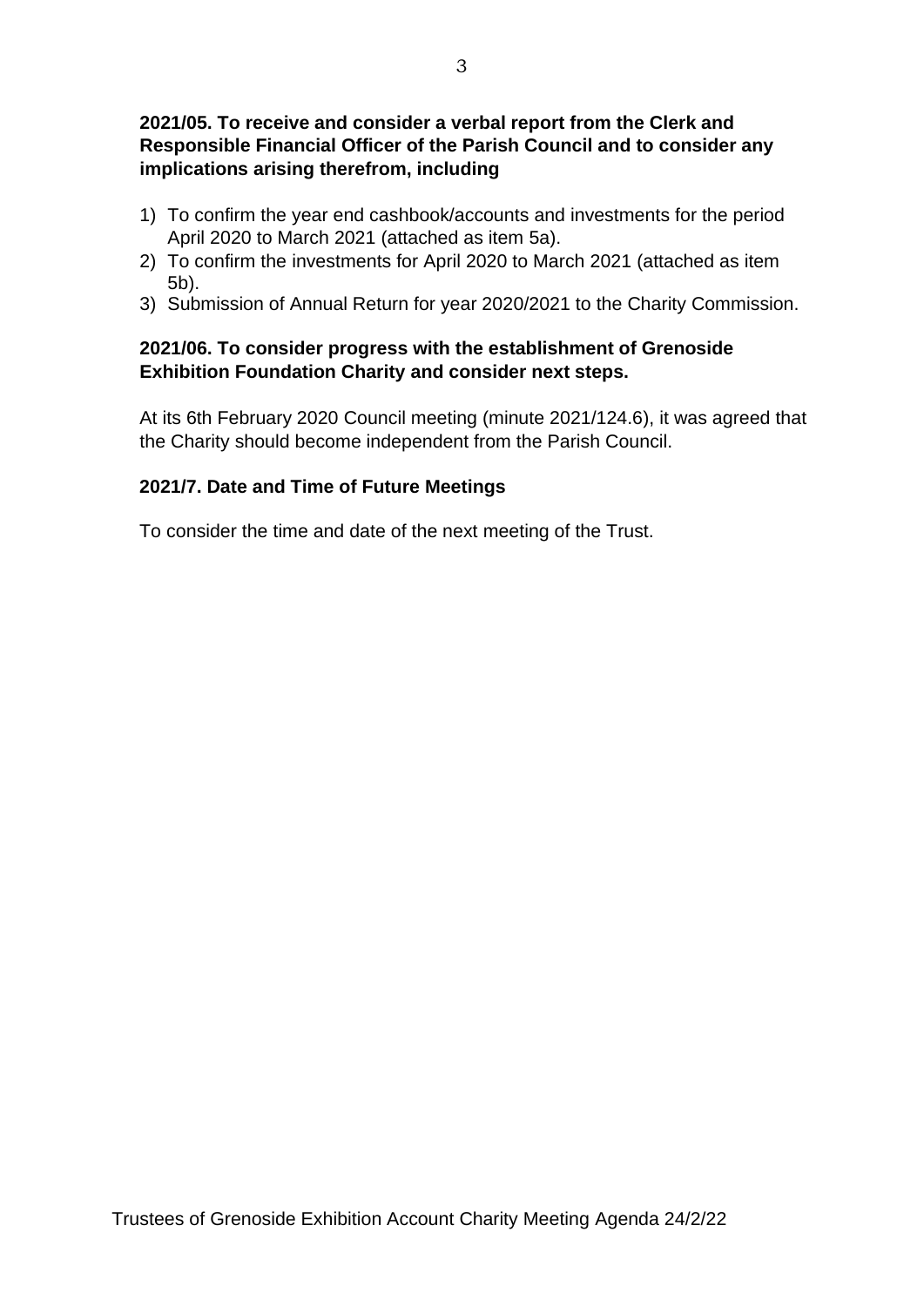**2021/05. To receive and consider a verbal report from the Clerk and Responsible Financial Officer of the Parish Council and to consider any implications arising therefrom, including**

1) To confirm the year end cashbook/accounts and investments for the period April 2020 to March 2021 (attached as item 5a).
2) To confirm the investments for April 2020 to March 2021 (attached as item 5b).
3) Submission of Annual Return for year 2020/2021 to the Charity Commission.

**2021/06. To consider progress with the establishment of Grenoside Exhibition Foundation Charity and consider next steps.**

At its 6th February 2020 Council meeting (minute 2021/124.6), it was agreed that the Charity should become independent from the Parish Council.

**2021/7. Date and Time of Future Meetings**

To consider the time and date of the next meeting of the Trust.